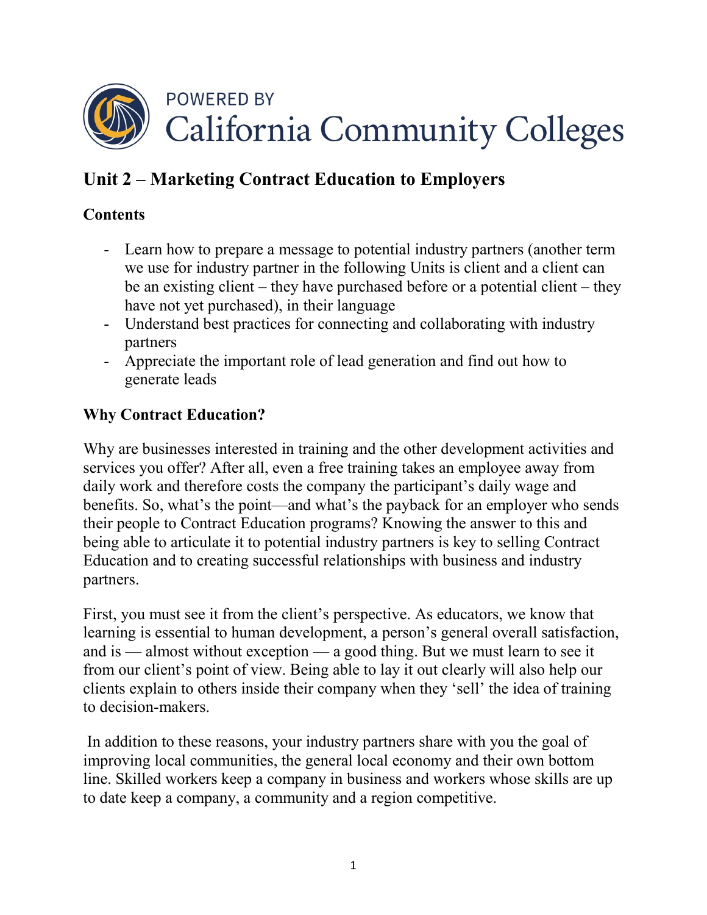POWERED BY
California Community Colleges

## Unit 2 – Marketing Contract Education to Employers

### Contents

- Learn how to prepare a message to potential industry partners (another term we use for industry partner in the following Units is client and a client can be an existing client – they have purchased before or a potential client – they have not yet purchased), in their language
- Understand best practices for connecting and collaborating with industry partners
- Appreciate the important role of lead generation and find out how to generate leads

### Why Contract Education?

Why are businesses interested in training and the other development activities and services you offer? After all, even a free training takes an employee away from daily work and therefore costs the company the participant's daily wage and benefits. So, what's the point—and what's the payback for an employer who sends their people to Contract Education programs? Knowing the answer to this and being able to articulate it to potential industry partners is key to selling Contract Education and to creating successful relationships with business and industry partners.

First, you must see it from the client's perspective. As educators, we know that learning is essential to human development, a person's general overall satisfaction, and is — almost without exception — a good thing. But we must learn to see it from our client's point of view. Being able to lay it out clearly will also help our clients explain to others inside their company when they 'sell' the idea of training to decision-makers.

In addition to these reasons, your industry partners share with you the goal of improving local communities, the general local economy and their own bottom line. Skilled workers keep a company in business and workers whose skills are up to date keep a company, a community and a region competitive.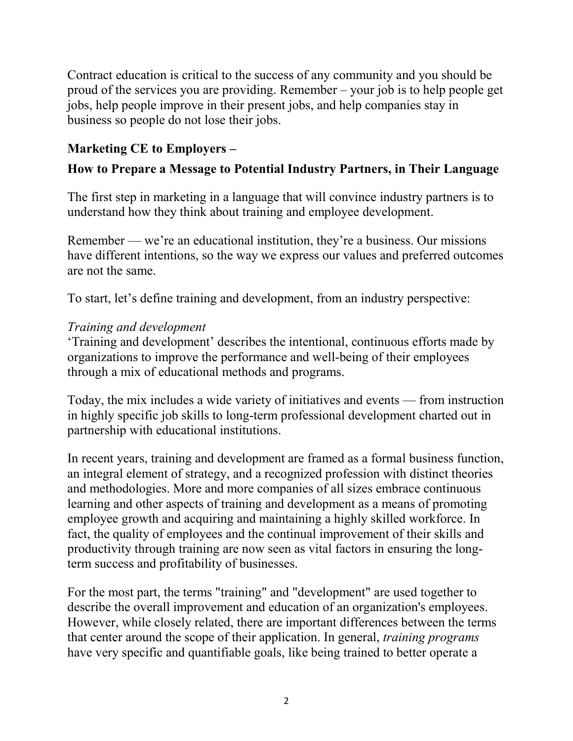Contract education is critical to the success of any community and you should be proud of the services you are providing. Remember – your job is to help people get jobs, help people improve in their present jobs, and help companies stay in business so people do not lose their jobs.

**Marketing CE to Employers –**

**How to Prepare a Message to Potential Industry Partners, in Their Language**

The first step in marketing in a language that will convince industry partners is to understand how they think about training and employee development.

Remember — we're an educational institution, they're a business. Our missions have different intentions, so the way we express our values and preferred outcomes are not the same.

To start, let's define training and development, from an industry perspective:

*Training and development*
'Training and development' describes the intentional, continuous efforts made by organizations to improve the performance and well-being of their employees through a mix of educational methods and programs.

Today, the mix includes a wide variety of initiatives and events — from instruction in highly specific job skills to long-term professional development charted out in partnership with educational institutions.

In recent years, training and development are framed as a formal business function, an integral element of strategy, and a recognized profession with distinct theories and methodologies. More and more companies of all sizes embrace continuous learning and other aspects of training and development as a means of promoting employee growth and acquiring and maintaining a highly skilled workforce. In fact, the quality of employees and the continual improvement of their skills and productivity through training are now seen as vital factors in ensuring the long-term success and profitability of businesses.

For the most part, the terms "training" and "development" are used together to describe the overall improvement and education of an organization's employees. However, while closely related, there are important differences between the terms that center around the scope of their application. In general, *training programs* have very specific and quantifiable goals, like being trained to better operate a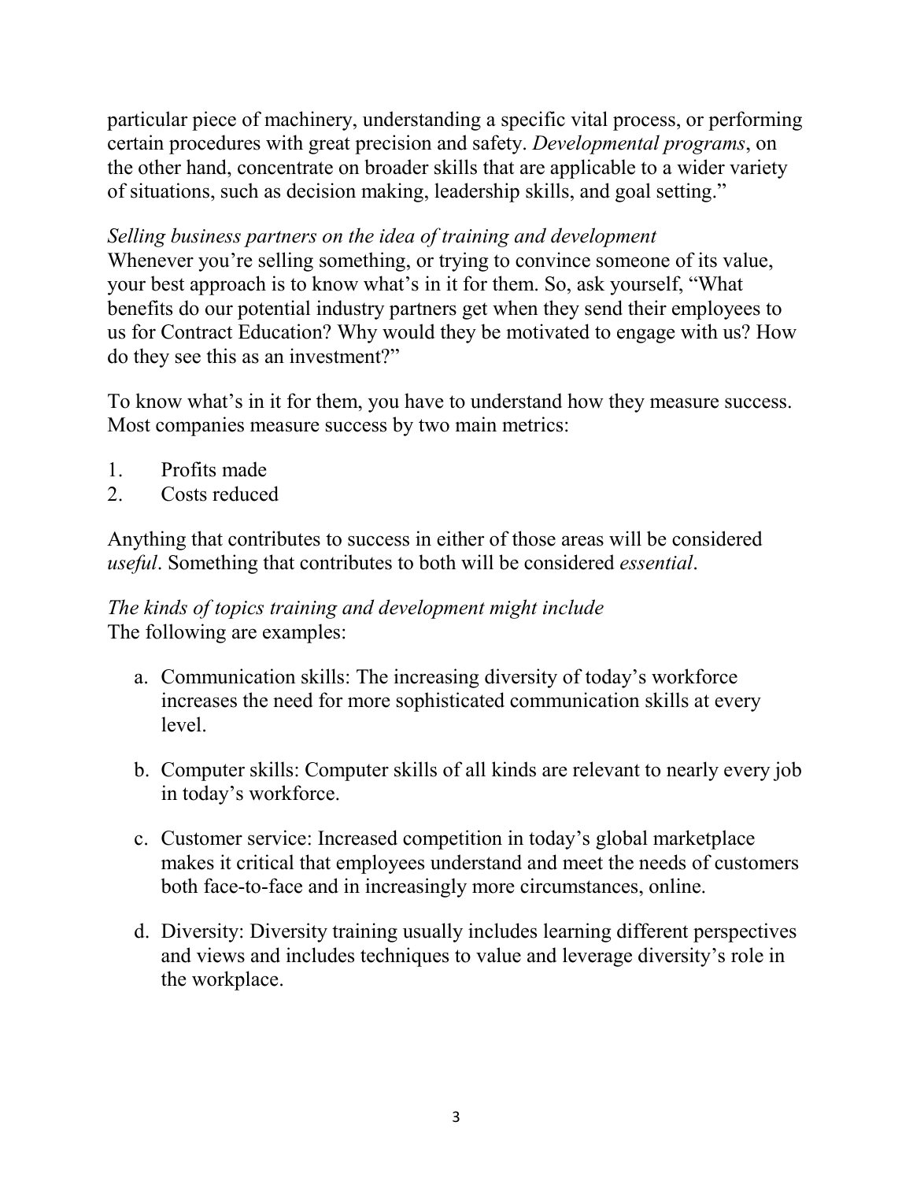particular piece of machinery, understanding a specific vital process, or performing certain procedures with great precision and safety. *Developmental programs*, on the other hand, concentrate on broader skills that are applicable to a wider variety of situations, such as decision making, leadership skills, and goal setting."

*Selling business partners on the idea of training and development*
Whenever you're selling something, or trying to convince someone of its value, your best approach is to know what's in it for them. So, ask yourself, "What benefits do our potential industry partners get when they send their employees to us for Contract Education? Why would they be motivated to engage with us? How do they see this as an investment?"

To know what's in it for them, you have to understand how they measure success. Most companies measure success by two main metrics:

1. Profits made
2. Costs reduced

Anything that contributes to success in either of those areas will be considered *useful*. Something that contributes to both will be considered *essential*.

*The kinds of topics training and development might include*
The following are examples:

a. Communication skills: The increasing diversity of today's workforce increases the need for more sophisticated communication skills at every level.

b. Computer skills: Computer skills of all kinds are relevant to nearly every job in today's workforce.

c. Customer service: Increased competition in today's global marketplace makes it critical that employees understand and meet the needs of customers both face-to-face and in increasingly more circumstances, online.

d. Diversity: Diversity training usually includes learning different perspectives and views and includes techniques to value and leverage diversity's role in the workplace.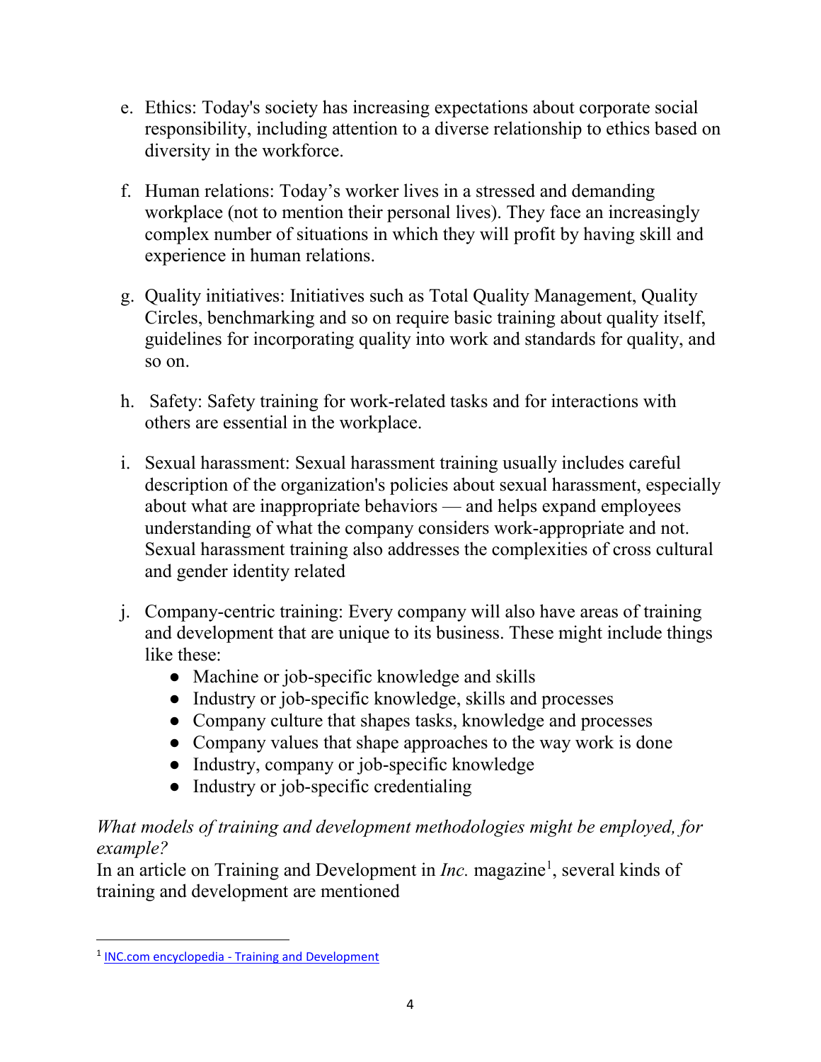e. Ethics: Today's society has increasing expectations about corporate social responsibility, including attention to a diverse relationship to ethics based on diversity in the workforce.

f. Human relations: Today's worker lives in a stressed and demanding workplace (not to mention their personal lives). They face an increasingly complex number of situations in which they will profit by having skill and experience in human relations.

g. Quality initiatives: Initiatives such as Total Quality Management, Quality Circles, benchmarking and so on require basic training about quality itself, guidelines for incorporating quality into work and standards for quality, and so on.

h. Safety: Safety training for work-related tasks and for interactions with others are essential in the workplace.

i. Sexual harassment: Sexual harassment training usually includes careful description of the organization's policies about sexual harassment, especially about what are inappropriate behaviors — and helps expand employees understanding of what the company considers work-appropriate and not. Sexual harassment training also addresses the complexities of cross cultural and gender identity related

j. Company-centric training: Every company will also have areas of training and development that are unique to its business. These might include things like these:
   - Machine or job-specific knowledge and skills
   - Industry or job-specific knowledge, skills and processes
   - Company culture that shapes tasks, knowledge and processes
   - Company values that shape approaches to the way work is done
   - Industry, company or job-specific knowledge
   - Industry or job-specific credentialing

*What models of training and development methodologies might be employed, for example?*
In an article on Training and Development in *Inc.* magazine[1], several kinds of training and development are mentioned

[1] INC.com encyclopedia - Training and Development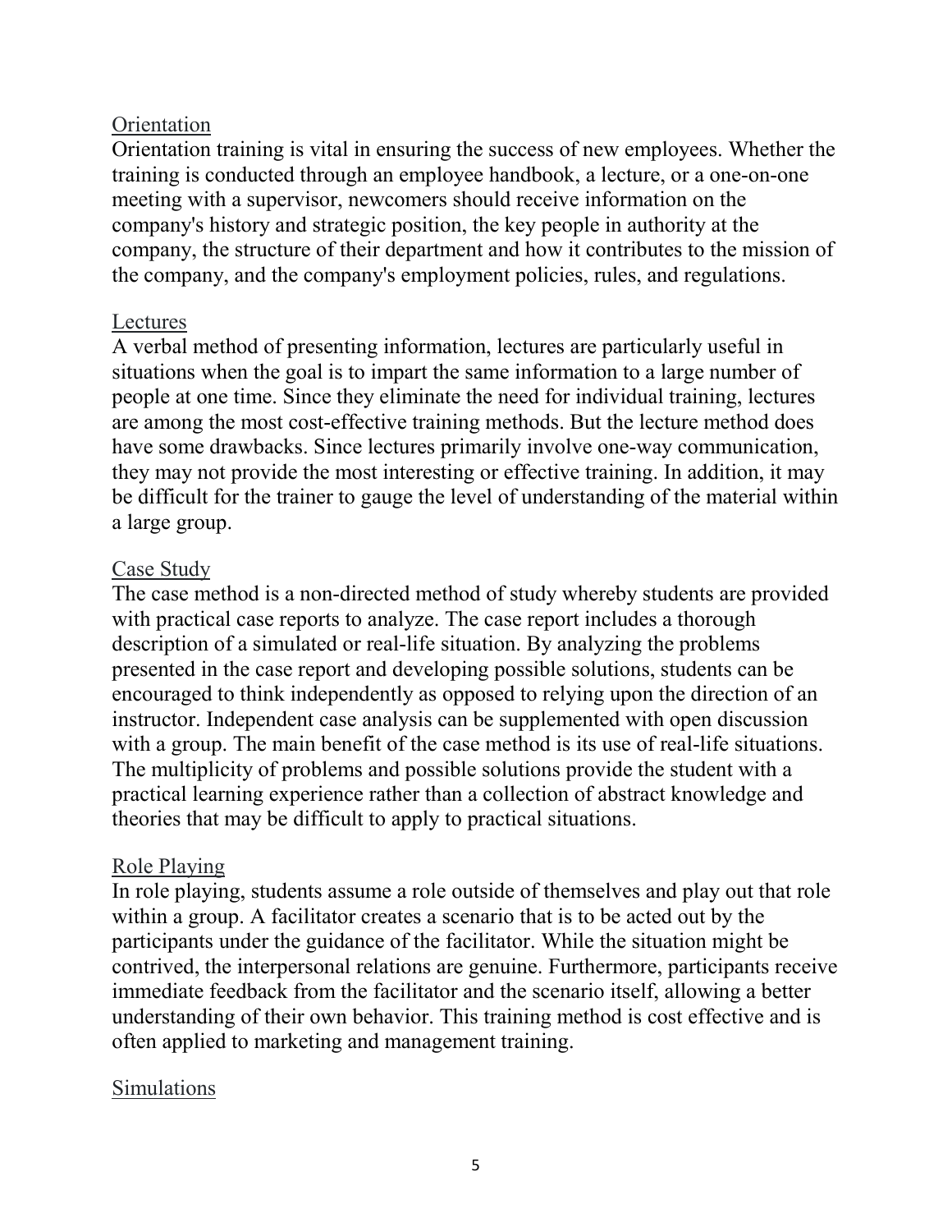### Orientation

Orientation training is vital in ensuring the success of new employees. Whether the training is conducted through an employee handbook, a lecture, or a one-on-one meeting with a supervisor, newcomers should receive information on the company's history and strategic position, the key people in authority at the company, the structure of their department and how it contributes to the mission of the company, and the company's employment policies, rules, and regulations.

### Lectures

A verbal method of presenting information, lectures are particularly useful in situations when the goal is to impart the same information to a large number of people at one time. Since they eliminate the need for individual training, lectures are among the most cost-effective training methods. But the lecture method does have some drawbacks. Since lectures primarily involve one-way communication, they may not provide the most interesting or effective training. In addition, it may be difficult for the trainer to gauge the level of understanding of the material within a large group.

### Case Study

The case method is a non-directed method of study whereby students are provided with practical case reports to analyze. The case report includes a thorough description of a simulated or real-life situation. By analyzing the problems presented in the case report and developing possible solutions, students can be encouraged to think independently as opposed to relying upon the direction of an instructor. Independent case analysis can be supplemented with open discussion with a group. The main benefit of the case method is its use of real-life situations. The multiplicity of problems and possible solutions provide the student with a practical learning experience rather than a collection of abstract knowledge and theories that may be difficult to apply to practical situations.

### Role Playing

In role playing, students assume a role outside of themselves and play out that role within a group. A facilitator creates a scenario that is to be acted out by the participants under the guidance of the facilitator. While the situation might be contrived, the interpersonal relations are genuine. Furthermore, participants receive immediate feedback from the facilitator and the scenario itself, allowing a better understanding of their own behavior. This training method is cost effective and is often applied to marketing and management training.

### Simulations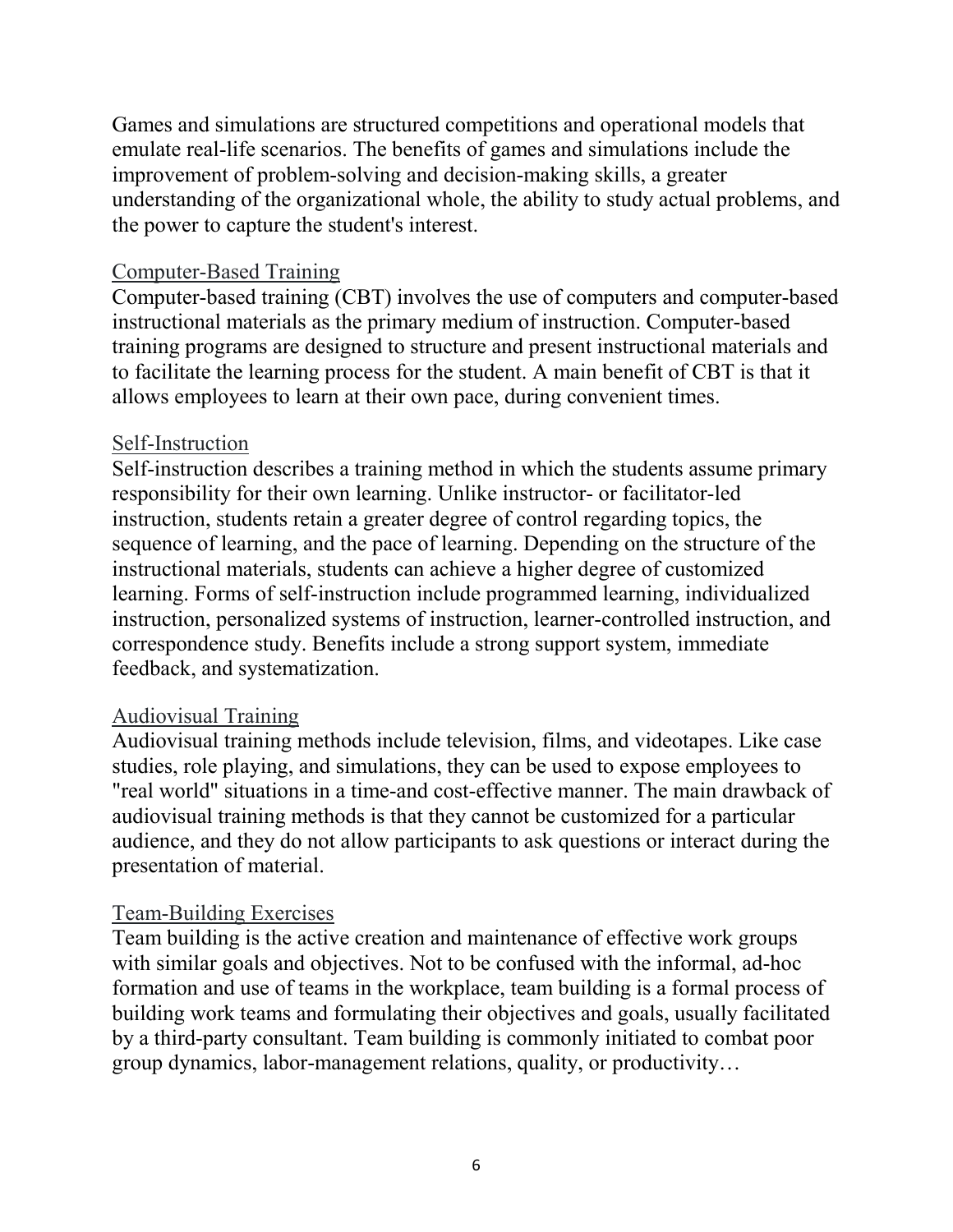Games and simulations are structured competitions and operational models that emulate real-life scenarios. The benefits of games and simulations include the improvement of problem-solving and decision-making skills, a greater understanding of the organizational whole, the ability to study actual problems, and the power to capture the student's interest.

### Computer-Based Training

Computer-based training (CBT) involves the use of computers and computer-based instructional materials as the primary medium of instruction. Computer-based training programs are designed to structure and present instructional materials and to facilitate the learning process for the student. A main benefit of CBT is that it allows employees to learn at their own pace, during convenient times.

### Self-Instruction

Self-instruction describes a training method in which the students assume primary responsibility for their own learning. Unlike instructor- or facilitator-led instruction, students retain a greater degree of control regarding topics, the sequence of learning, and the pace of learning. Depending on the structure of the instructional materials, students can achieve a higher degree of customized learning. Forms of self-instruction include programmed learning, individualized instruction, personalized systems of instruction, learner-controlled instruction, and correspondence study. Benefits include a strong support system, immediate feedback, and systematization.

### Audiovisual Training

Audiovisual training methods include television, films, and videotapes. Like case studies, role playing, and simulations, they can be used to expose employees to "real world" situations in a time-and cost-effective manner. The main drawback of audiovisual training methods is that they cannot be customized for a particular audience, and they do not allow participants to ask questions or interact during the presentation of material.

### Team-Building Exercises

Team building is the active creation and maintenance of effective work groups with similar goals and objectives. Not to be confused with the informal, ad-hoc formation and use of teams in the workplace, team building is a formal process of building work teams and formulating their objectives and goals, usually facilitated by a third-party consultant. Team building is commonly initiated to combat poor group dynamics, labor-management relations, quality, or productivity…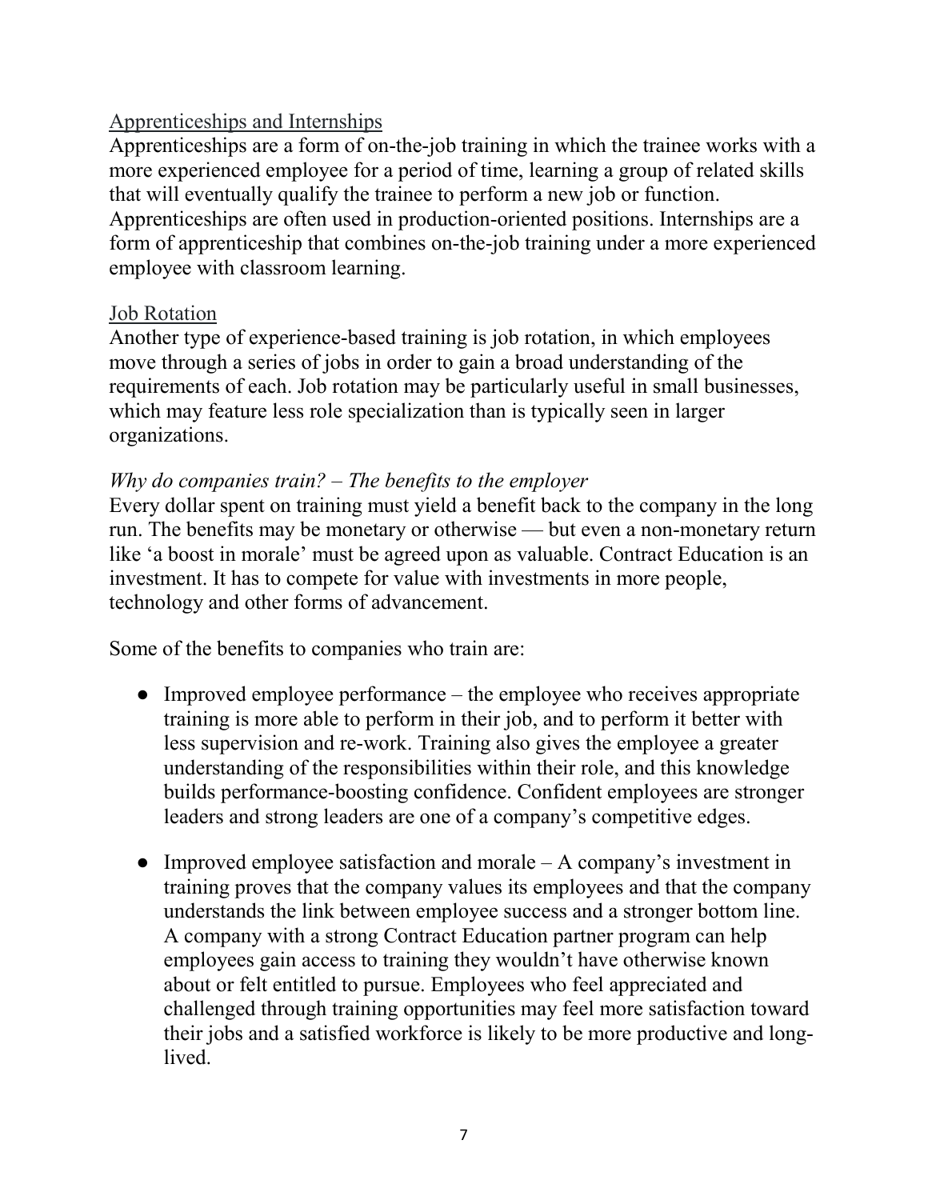### Apprenticeships and Internships

Apprenticeships are a form of on-the-job training in which the trainee works with a more experienced employee for a period of time, learning a group of related skills that will eventually qualify the trainee to perform a new job or function. Apprenticeships are often used in production-oriented positions. Internships are a form of apprenticeship that combines on-the-job training under a more experienced employee with classroom learning.

### Job Rotation

Another type of experience-based training is job rotation, in which employees move through a series of jobs in order to gain a broad understanding of the requirements of each. Job rotation may be particularly useful in small businesses, which may feature less role specialization than is typically seen in larger organizations.

*Why do companies train? – The benefits to the employer*

Every dollar spent on training must yield a benefit back to the company in the long run. The benefits may be monetary or otherwise — but even a non-monetary return like 'a boost in morale' must be agreed upon as valuable. Contract Education is an investment. It has to compete for value with investments in more people, technology and other forms of advancement.

Some of the benefits to companies who train are:

- Improved employee performance – the employee who receives appropriate training is more able to perform in their job, and to perform it better with less supervision and re-work. Training also gives the employee a greater understanding of the responsibilities within their role, and this knowledge builds performance-boosting confidence. Confident employees are stronger leaders and strong leaders are one of a company's competitive edges.

- Improved employee satisfaction and morale – A company's investment in training proves that the company values its employees and that the company understands the link between employee success and a stronger bottom line. A company with a strong Contract Education partner program can help employees gain access to training they wouldn't have otherwise known about or felt entitled to pursue. Employees who feel appreciated and challenged through training opportunities may feel more satisfaction toward their jobs and a satisfied workforce is likely to be more productive and long-lived.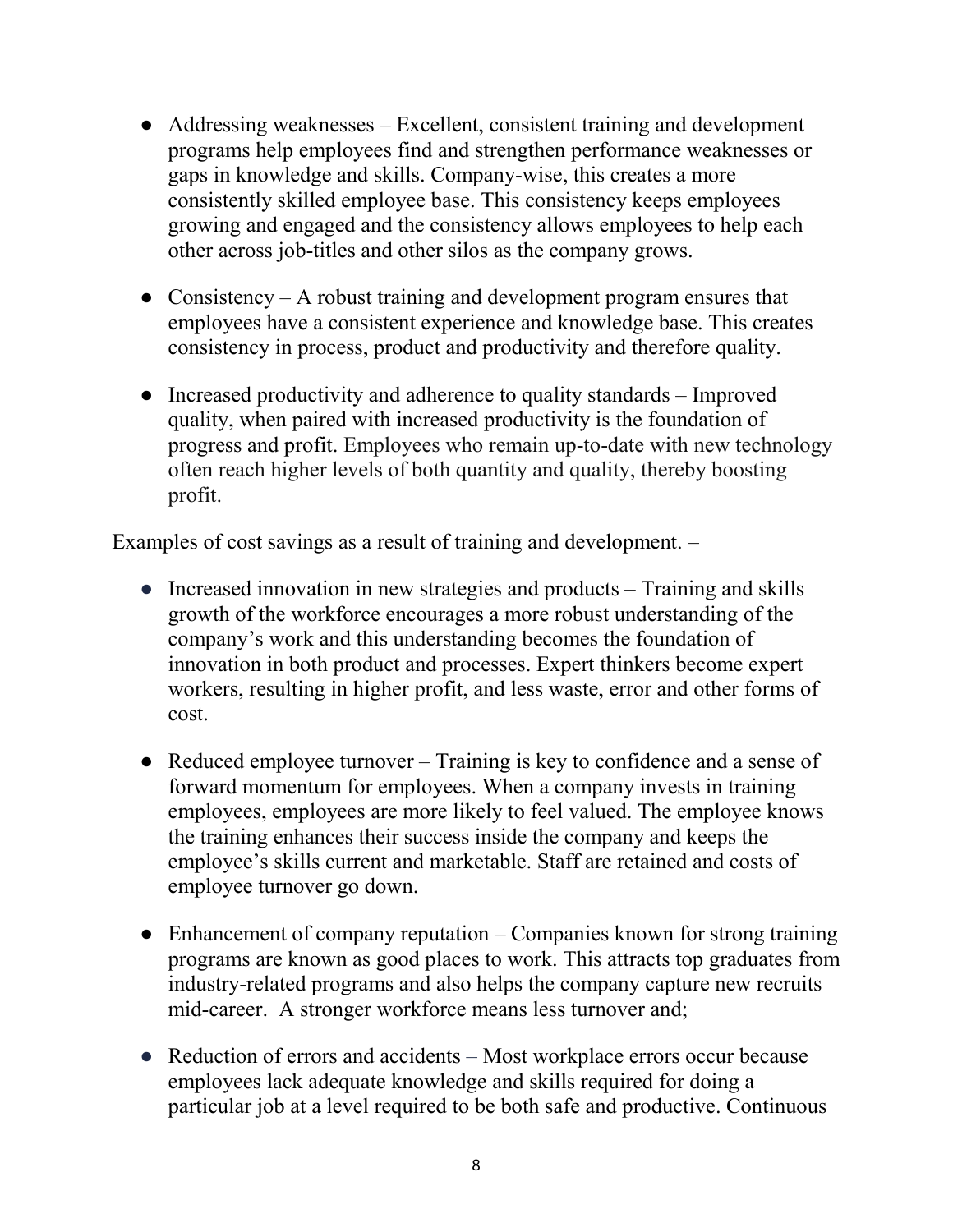- Addressing weaknesses – Excellent, consistent training and development programs help employees find and strengthen performance weaknesses or gaps in knowledge and skills. Company-wise, this creates a more consistently skilled employee base. This consistency keeps employees growing and engaged and the consistency allows employees to help each other across job-titles and other silos as the company grows.

- Consistency – A robust training and development program ensures that employees have a consistent experience and knowledge base. This creates consistency in process, product and productivity and therefore quality.

- Increased productivity and adherence to quality standards – Improved quality, when paired with increased productivity is the foundation of progress and profit. Employees who remain up-to-date with new technology often reach higher levels of both quantity and quality, thereby boosting profit.

Examples of cost savings as a result of training and development. –

- Increased innovation in new strategies and products – Training and skills growth of the workforce encourages a more robust understanding of the company's work and this understanding becomes the foundation of innovation in both product and processes. Expert thinkers become expert workers, resulting in higher profit, and less waste, error and other forms of cost.

- Reduced employee turnover – Training is key to confidence and a sense of forward momentum for employees. When a company invests in training employees, employees are more likely to feel valued. The employee knows the training enhances their success inside the company and keeps the employee's skills current and marketable. Staff are retained and costs of employee turnover go down.

- Enhancement of company reputation – Companies known for strong training programs are known as good places to work. This attracts top graduates from industry-related programs and also helps the company capture new recruits mid-career. A stronger workforce means less turnover and;

- Reduction of errors and accidents – Most workplace errors occur because employees lack adequate knowledge and skills required for doing a particular job at a level required to be both safe and productive. Continuous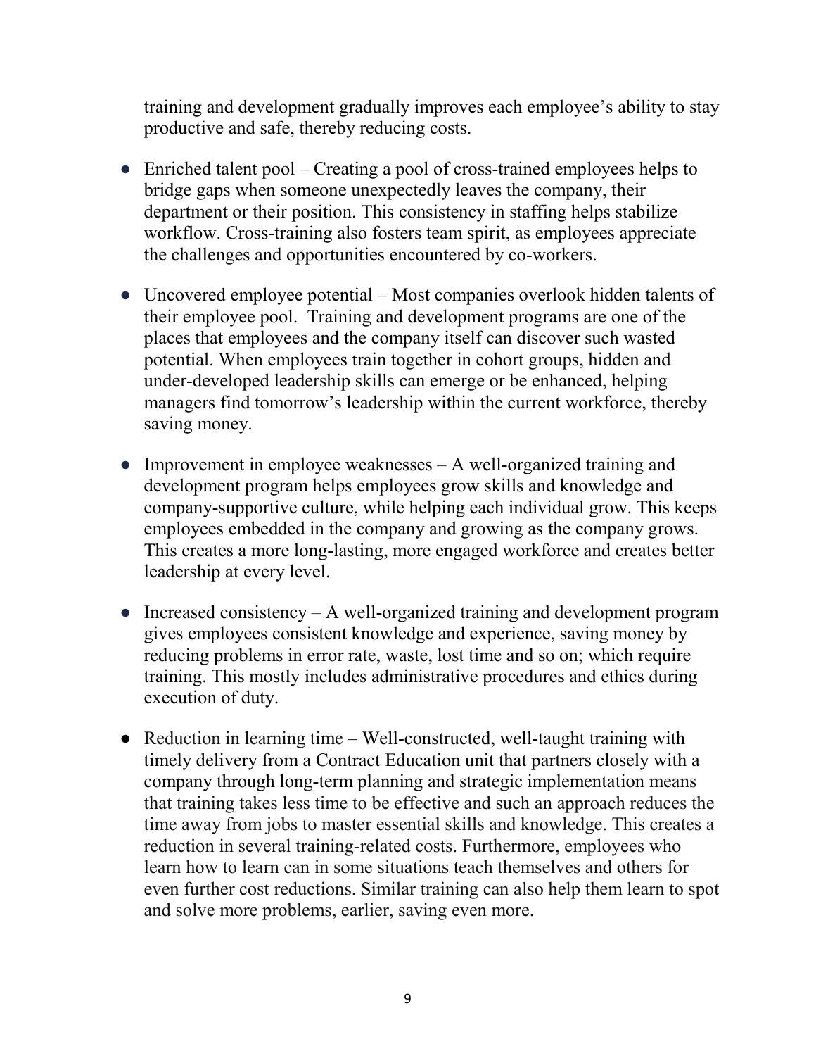training and development gradually improves each employee's ability to stay productive and safe, thereby reducing costs.

- Enriched talent pool – Creating a pool of cross-trained employees helps to bridge gaps when someone unexpectedly leaves the company, their department or their position. This consistency in staffing helps stabilize workflow. Cross-training also fosters team spirit, as employees appreciate the challenges and opportunities encountered by co-workers.

- Uncovered employee potential – Most companies overlook hidden talents of their employee pool. Training and development programs are one of the places that employees and the company itself can discover such wasted potential. When employees train together in cohort groups, hidden and under-developed leadership skills can emerge or be enhanced, helping managers find tomorrow's leadership within the current workforce, thereby saving money.

- Improvement in employee weaknesses – A well-organized training and development program helps employees grow skills and knowledge and company-supportive culture, while helping each individual grow. This keeps employees embedded in the company and growing as the company grows. This creates a more long-lasting, more engaged workforce and creates better leadership at every level.

- Increased consistency – A well-organized training and development program gives employees consistent knowledge and experience, saving money by reducing problems in error rate, waste, lost time and so on; which require training. This mostly includes administrative procedures and ethics during execution of duty.

- Reduction in learning time – Well-constructed, well-taught training with timely delivery from a Contract Education unit that partners closely with a company through long-term planning and strategic implementation means that training takes less time to be effective and such an approach reduces the time away from jobs to master essential skills and knowledge. This creates a reduction in several training-related costs. Furthermore, employees who learn how to learn can in some situations teach themselves and others for even further cost reductions. Similar training can also help them learn to spot and solve more problems, earlier, saving even more.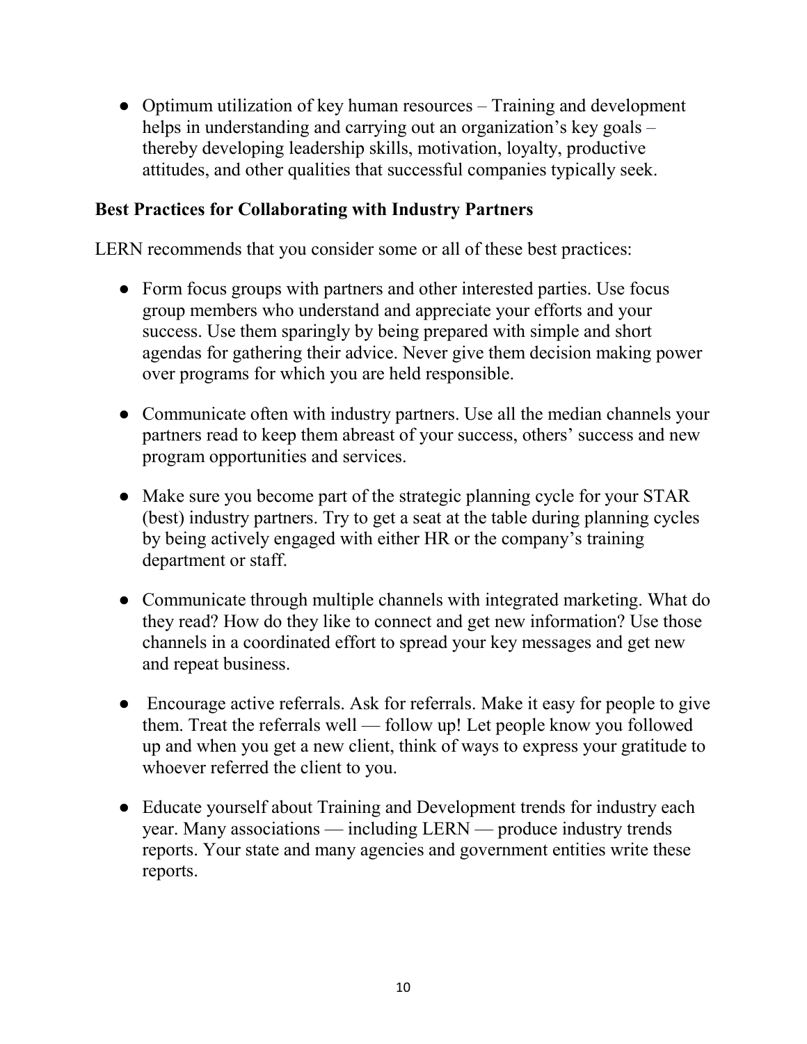- Optimum utilization of key human resources – Training and development helps in understanding and carrying out an organization's key goals – thereby developing leadership skills, motivation, loyalty, productive attitudes, and other qualities that successful companies typically seek.

### Best Practices for Collaborating with Industry Partners

LERN recommends that you consider some or all of these best practices:

- Form focus groups with partners and other interested parties. Use focus group members who understand and appreciate your efforts and your success. Use them sparingly by being prepared with simple and short agendas for gathering their advice. Never give them decision making power over programs for which you are held responsible.

- Communicate often with industry partners. Use all the median channels your partners read to keep them abreast of your success, others' success and new program opportunities and services.

- Make sure you become part of the strategic planning cycle for your STAR (best) industry partners. Try to get a seat at the table during planning cycles by being actively engaged with either HR or the company's training department or staff.

- Communicate through multiple channels with integrated marketing. What do they read? How do they like to connect and get new information? Use those channels in a coordinated effort to spread your key messages and get new and repeat business.

- Encourage active referrals. Ask for referrals. Make it easy for people to give them. Treat the referrals well — follow up! Let people know you followed up and when you get a new client, think of ways to express your gratitude to whoever referred the client to you.

- Educate yourself about Training and Development trends for industry each year. Many associations — including LERN — produce industry trends reports. Your state and many agencies and government entities write these reports.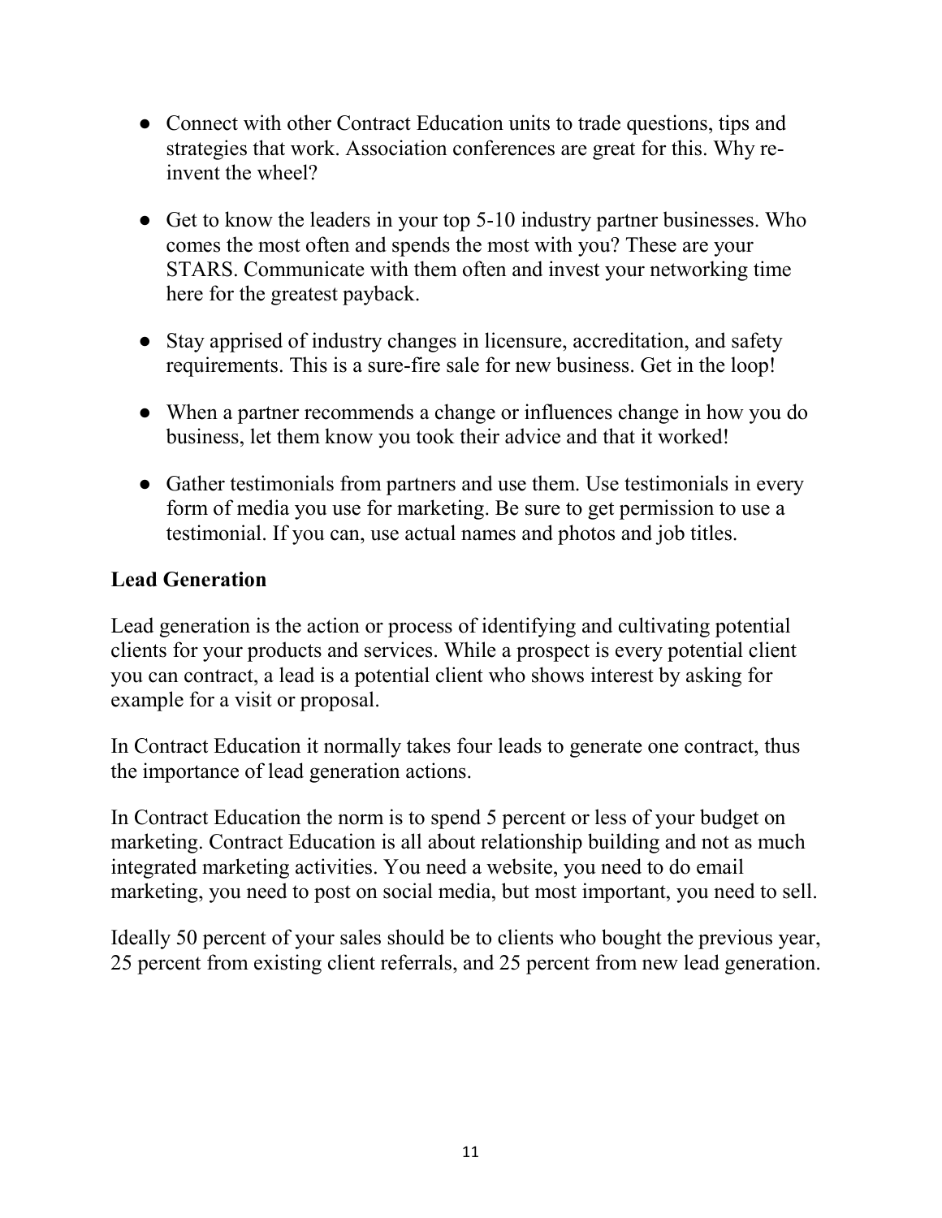- Connect with other Contract Education units to trade questions, tips and strategies that work. Association conferences are great for this. Why re-invent the wheel?

- Get to know the leaders in your top 5-10 industry partner businesses. Who comes the most often and spends the most with you? These are your STARS. Communicate with them often and invest your networking time here for the greatest payback.

- Stay apprised of industry changes in licensure, accreditation, and safety requirements. This is a sure-fire sale for new business. Get in the loop!

- When a partner recommends a change or influences change in how you do business, let them know you took their advice and that it worked!

- Gather testimonials from partners and use them. Use testimonials in every form of media you use for marketing. Be sure to get permission to use a testimonial. If you can, use actual names and photos and job titles.

**Lead Generation**

Lead generation is the action or process of identifying and cultivating potential clients for your products and services. While a prospect is every potential client you can contract, a lead is a potential client who shows interest by asking for example for a visit or proposal.

In Contract Education it normally takes four leads to generate one contract, thus the importance of lead generation actions.

In Contract Education the norm is to spend 5 percent or less of your budget on marketing. Contract Education is all about relationship building and not as much integrated marketing activities. You need a website, you need to do email marketing, you need to post on social media, but most important, you need to sell.

Ideally 50 percent of your sales should be to clients who bought the previous year, 25 percent from existing client referrals, and 25 percent from new lead generation.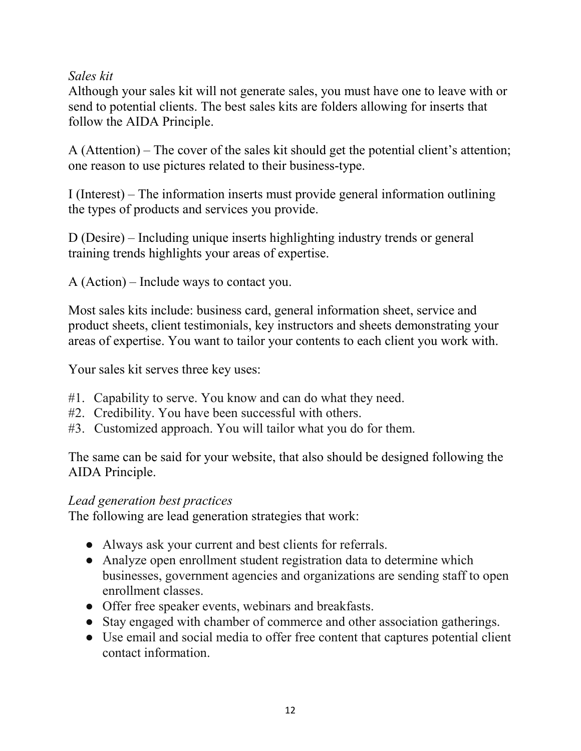*Sales kit*

Although your sales kit will not generate sales, you must have one to leave with or send to potential clients. The best sales kits are folders allowing for inserts that follow the AIDA Principle.

A (Attention) – The cover of the sales kit should get the potential client's attention; one reason to use pictures related to their business-type.

I (Interest) – The information inserts must provide general information outlining the types of products and services you provide.

D (Desire) – Including unique inserts highlighting industry trends or general training trends highlights your areas of expertise.

A (Action) – Include ways to contact you.

Most sales kits include: business card, general information sheet, service and product sheets, client testimonials, key instructors and sheets demonstrating your areas of expertise. You want to tailor your contents to each client you work with.

Your sales kit serves three key uses:

#1. Capability to serve. You know and can do what they need.
#2. Credibility. You have been successful with others.
#3. Customized approach. You will tailor what you do for them.

The same can be said for your website, that also should be designed following the AIDA Principle.

*Lead generation best practices*

The following are lead generation strategies that work:

- Always ask your current and best clients for referrals.
- Analyze open enrollment student registration data to determine which businesses, government agencies and organizations are sending staff to open enrollment classes.
- Offer free speaker events, webinars and breakfasts.
- Stay engaged with chamber of commerce and other association gatherings.
- Use email and social media to offer free content that captures potential client contact information.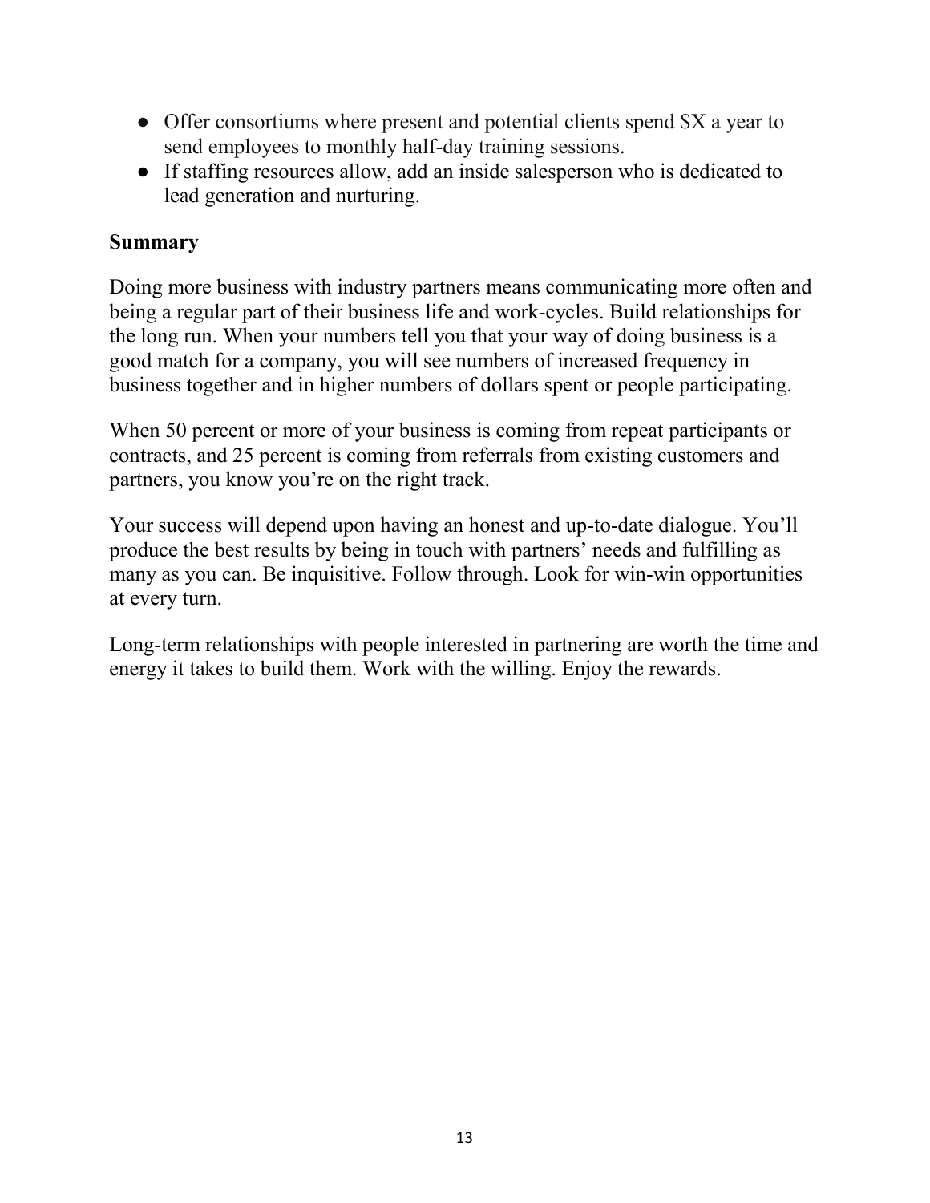- Offer consortiums where present and potential clients spend $X a year to send employees to monthly half-day training sessions.
- If staffing resources allow, add an inside salesperson who is dedicated to lead generation and nurturing.

**Summary**

Doing more business with industry partners means communicating more often and being a regular part of their business life and work-cycles. Build relationships for the long run. When your numbers tell you that your way of doing business is a good match for a company, you will see numbers of increased frequency in business together and in higher numbers of dollars spent or people participating.

When 50 percent or more of your business is coming from repeat participants or contracts, and 25 percent is coming from referrals from existing customers and partners, you know you're on the right track.

Your success will depend upon having an honest and up-to-date dialogue. You'll produce the best results by being in touch with partners' needs and fulfilling as many as you can. Be inquisitive. Follow through. Look for win-win opportunities at every turn.

Long-term relationships with people interested in partnering are worth the time and energy it takes to build them. Work with the willing. Enjoy the rewards.